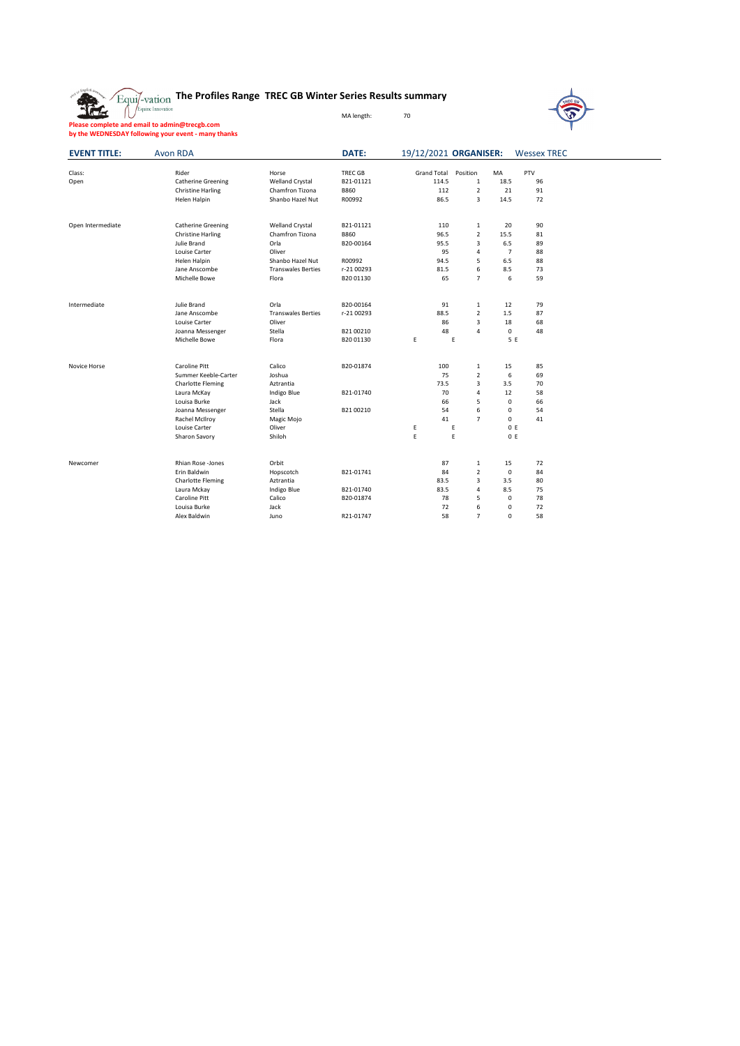# The Profiles Range TREC GB Winter Series Results summary

MA length: 70

**Please complete and email to admin@trecgb.com**
**by the WEDNESDAY following your event - many thanks**

**EVENT TITLE:** Avon RDA **DATE:** 19/12/2021 **ORGANISER:** Wessex TREC

| Class: | Rider | Horse | TREC GB | Grand Total | Position | MA | PTV |
|---|---|---|---|---|---|---|---|
| Open | Catherine Greening | Welland Crystal | B21-01121 | 114.5 | 1 | 18.5 | 96 |
| | Christine Harling | Chamfron Tizona | B860 | 112 | 2 | 21 | 91 |
| | Helen Halpin | Shanbo Hazel Nut | R00992 | 86.5 | 3 | 14.5 | 72 |
| | | | | | | | |
| Open Intermediate | Catherine Greening | Welland Crystal | B21-01121 | 110 | 1 | 20 | 90 |
| | Christine Harling | Chamfron Tizona | B860 | 96.5 | 2 | 15.5 | 81 |
| | Julie Brand | Orla | B20-00164 | 95.5 | 3 | 6.5 | 89 |
| | Louise Carter | Oliver | | 95 | 4 | 7 | 88 |
| | Helen Halpin | Shanbo Hazel Nut | R00992 | 94.5 | 5 | 6.5 | 88 |
| | Jane Anscombe | Transwales Berties | r-21 00293 | 81.5 | 6 | 8.5 | 73 |
| | Michelle Bowe | Flora | B20 01130 | 65 | 7 | 6 | 59 |
| | | | | | | | |
| Intermediate | Julie Brand | Orla | B20-00164 | 91 | 1 | 12 | 79 |
| | Jane Anscombe | Transwales Berties | r-21 00293 | 88.5 | 2 | 1.5 | 87 |
| | Louise Carter | Oliver | | 86 | 3 | 18 | 68 |
| | Joanna Messenger | Stella | B21 00210 | 48 | 4 | 0 | 48 |
| | Michelle Bowe | Flora | B20 01130 | E | E | 5 | E |
| | | | | | | | |
| Novice Horse | Caroline Pitt | Calico | B20-01874 | 100 | 1 | 15 | 85 |
| | Summer Keeble-Carter | Joshua | | 75 | 2 | 6 | 69 |
| | Charlotte Fleming | Aztrantia | | 73.5 | 3 | 3.5 | 70 |
| | Laura McKay | Indigo Blue | B21-01740 | 70 | 4 | 12 | 58 |
| | Louisa Burke | Jack | | 66 | 5 | 0 | 66 |
| | Joanna Messenger | Stella | B21 00210 | 54 | 6 | 0 | 54 |
| | Rachel McIlroy | Magic Mojo | | 41 | 7 | 0 | 41 |
| | Louise Carter | Oliver | | E | E | 0 | E |
| | Sharon Savory | Shiloh | | E | E | 0 | E |
| | | | | | | | |
| Newcomer | Rhian Rose -Jones | Orbit | | 87 | 1 | 15 | 72 |
| | Erin Baldwin | Hopscotch | B21-01741 | 84 | 2 | 0 | 84 |
| | Charlotte Fleming | Aztrantia | | 83.5 | 3 | 3.5 | 80 |
| | Laura Mckay | Indigo Blue | B21-01740 | 83.5 | 4 | 8.5 | 75 |
| | Caroline Pitt | Calico | B20-01874 | 78 | 5 | 0 | 78 |
| | Louisa Burke | Jack | | 72 | 6 | 0 | 72 |
| | Alex Baldwin | Juno | R21-01747 | 58 | 7 | 0 | 58 |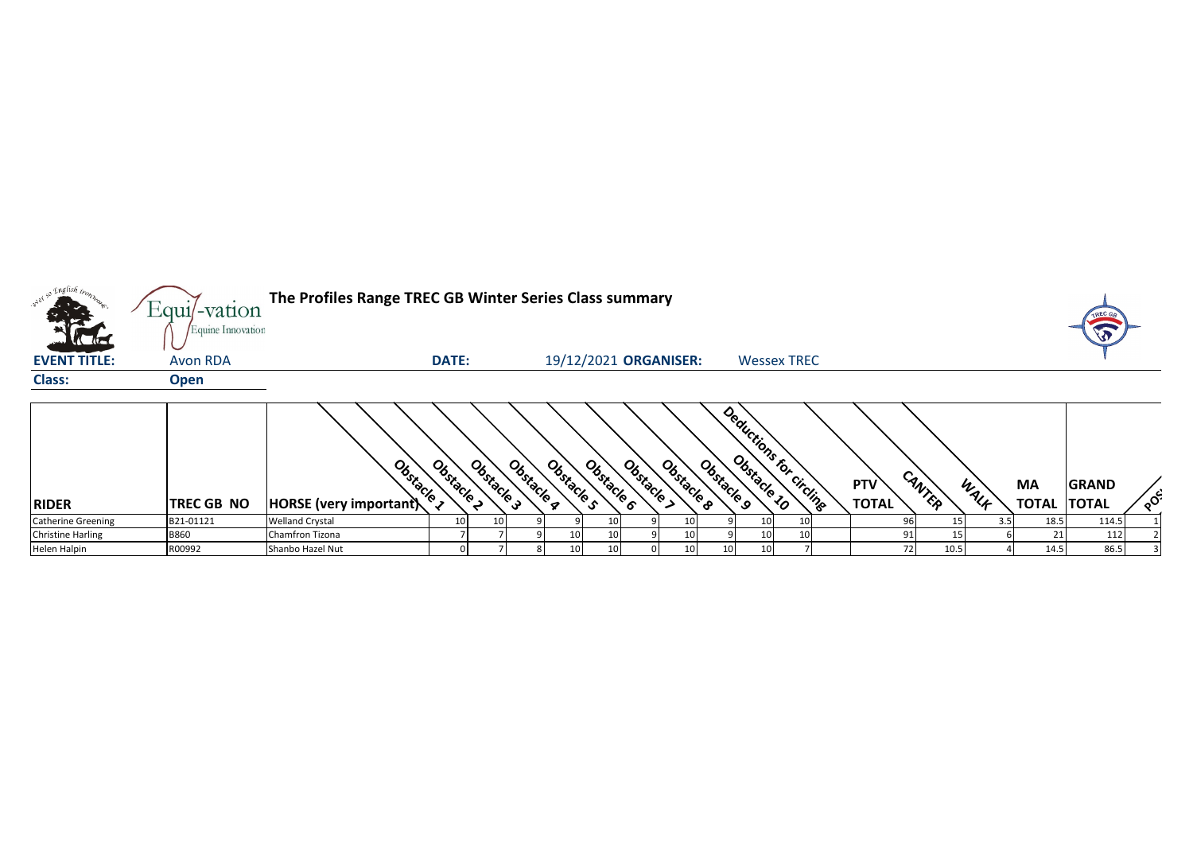# The Profiles Range TREC GB Winter Series Class summary

Equi-vation Equine Innovation

**EVENT TITLE:** Avon RDA **DATE:** 19/12/2021 **ORGANISER:** Wessex TREC

**Class:** **Open**

| RIDER | TREC GB NO | HORSE (very important) | Obstacle 1 | Obstacle 2 | Obstacle 3 | Obstacle 4 | Obstacle 5 | Obstacle 6 | Obstacle 7 | Obstacle 8 | Obstacle 9 | Obstacle 10 | Deductions for circling | PTV TOTAL | CANTER | WALK | MA TOTAL | GRAND TOTAL | POS |
|---|---|---|---|---|---|---|---|---|---|---|---|---|---|---|---|---|---|---|---|
| Catherine Greening | B21-01121 | Welland Crystal | 10 | 10 | 9 | 9 | 10 | 9 | 10 | 9 | 10 | 10 | | 96 | 15 | 3.5 | 18.5 | 114.5 | 1 |
| Christine Harling | B860 | Chamfron Tizona | 7 | 7 | 9 | 10 | 10 | 9 | 10 | 9 | 10 | 10 | | 91 | 15 | 6 | 21 | 112 | 2 |
| Helen Halpin | R00992 | Shanbo Hazel Nut | 0 | 7 | 8 | 10 | 10 | 0 | 10 | 10 | 10 | 7 | | 72 | 10.5 | 4 | 14.5 | 86.5 | 3 |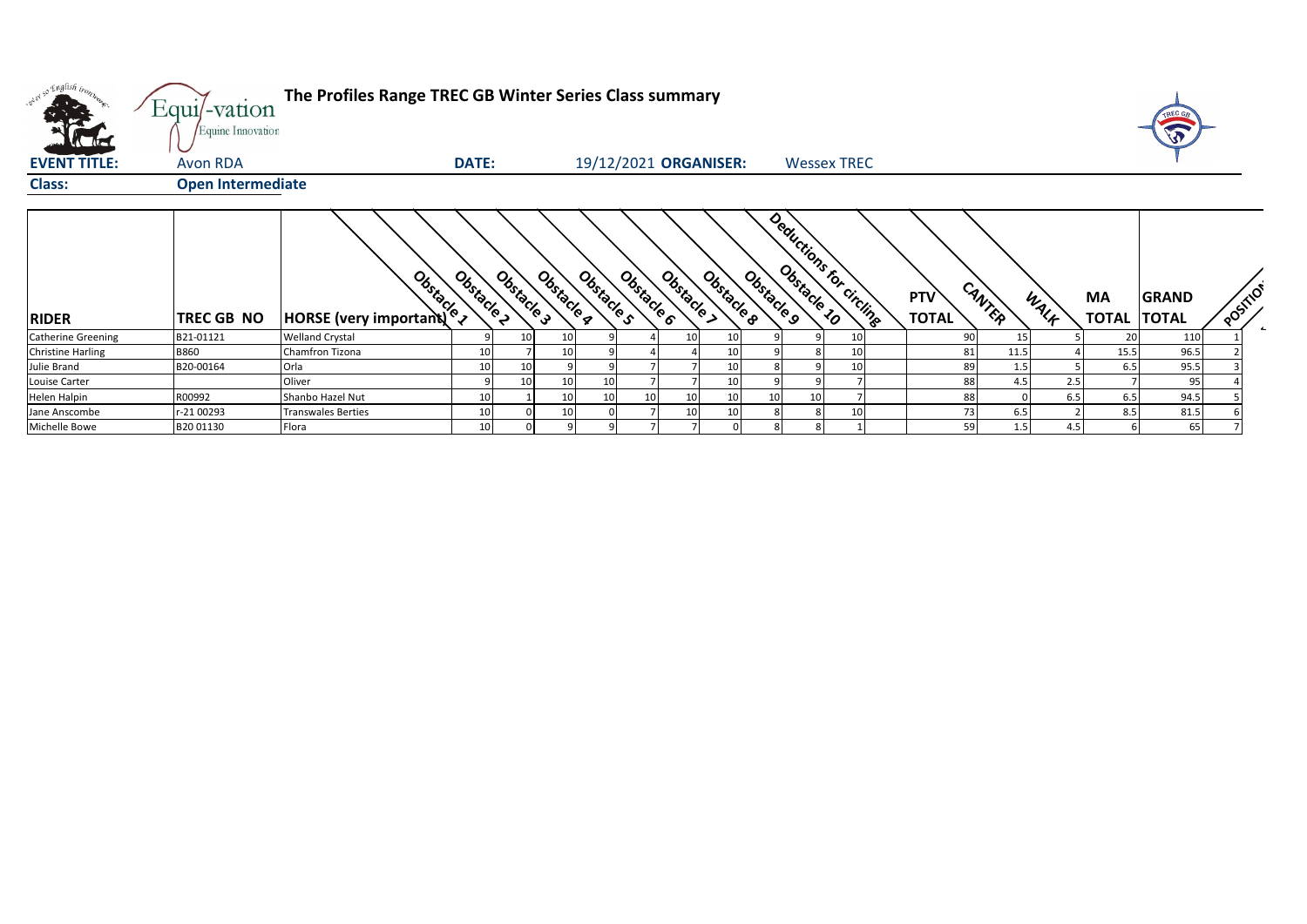# The Profiles Range TREC GB Winter Series Class summary

**EVENT TITLE:** Avon RDA **DATE:** 19/12/2021 **ORGANISER:** Wessex TREC

**Class:** Open Intermediate

| RIDER | TREC GB NO | HORSE (very important) | Obstacle 1 | Obstacle 2 | Obstacle 3 | Obstacle 4 | Obstacle 5 | Obstacle 6 | Obstacle 7 | Obstacle 8 | Obstacle 9 | Obstacle 10 | Deductions for circling | PTV TOTAL | CANTER | WALK | MA TOTAL | GRAND TOTAL | POSITION |
|---|---|---|---|---|---|---|---|---|---|---|---|---|---|---|---|---|---|---|---|
| Catherine Greening | B21-01121 | Welland Crystal | 9 | 10 | 10 | 9 | 4 | 10 | 10 | 9 | 9 | 10 | | 90 | 15 | 5 | 20 | 110 | 1 |
| Christine Harling | B860 | Chamfron Tizona | 10 | 7 | 10 | 9 | 4 | 4 | 10 | 9 | 8 | 10 | | 81 | 11.5 | 4 | 15.5 | 96.5 | 2 |
| Julie Brand | B20-00164 | Orla | 10 | 10 | 9 | 9 | 7 | 7 | 10 | 8 | 9 | 10 | | 89 | 1.5 | 5 | 6.5 | 95.5 | 3 |
| Louise Carter | | Oliver | 9 | 10 | 10 | 10 | 7 | 7 | 10 | 9 | 9 | 7 | | 88 | 4.5 | 2.5 | 7 | 95 | 4 |
| Helen Halpin | R00992 | Shanbo Hazel Nut | 10 | 1 | 10 | 10 | 10 | 10 | 10 | 10 | 10 | 7 | | 88 | 0 | 6.5 | 6.5 | 94.5 | 5 |
| Jane Anscombe | r-21 00293 | Transwales Berties | 10 | 0 | 10 | 0 | 7 | 10 | 10 | 8 | 8 | 10 | | 73 | 6.5 | 2 | 8.5 | 81.5 | 6 |
| Michelle Bowe | B20 01130 | Flora | 10 | 0 | 9 | 9 | 7 | 7 | 0 | 8 | 8 | 1 | | 59 | 1.5 | 4.5 | 6 | 65 | 7 |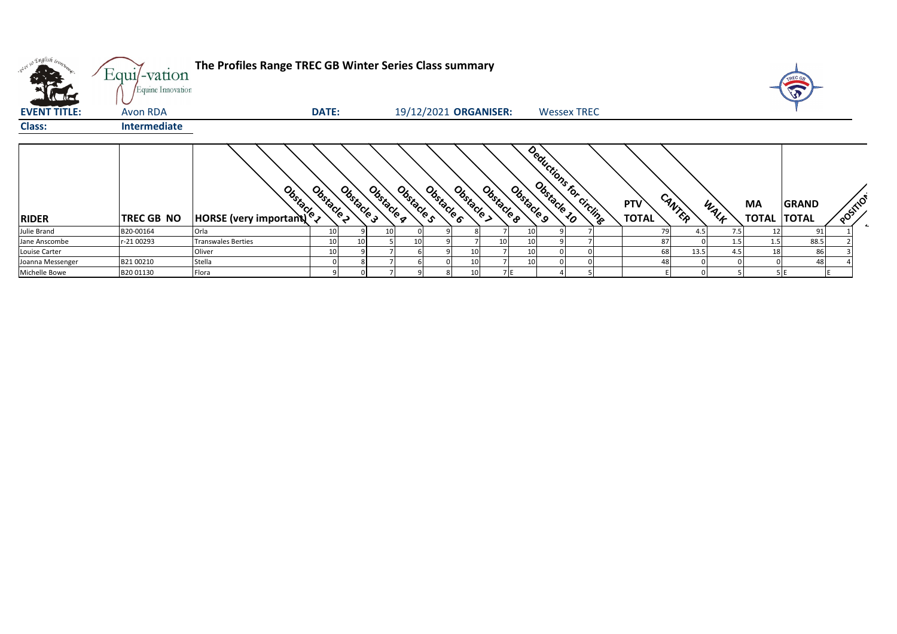# The Profiles Range TREC GB Winter Series Class summary

**EVENT TITLE:** Avon RDA **DATE:** 19/12/2021 **ORGANISER:** Wessex TREC

**Class:** Intermediate

| RIDER | TREC GB NO | HORSE (very important) | Obstacle 1 | Obstacle 2 | Obstacle 3 | Obstacle 4 | Obstacle 5 | Obstacle 6 | Obstacle 7 | Obstacle 8 | Obstacle 9 | Obstacle 10 | Deductions for circling | PTV TOTAL | CANTER | WALK | MA TOTAL | GRAND TOTAL | POSITION |
|---|---|---|---|---|---|---|---|---|---|---|---|---|---|---|---|---|---|---|---|
| Julie Brand | B20-00164 | Orla | 10 | 9 | 10 | 0 | 9 | 8 | 7 | 10 | 9 | 7 | | 79 | 4.5 | 7.5 | 12 | 91 | 1 |
| Jane Anscombe | r-21 00293 | Transwales Berties | 10 | 10 | 5 | 10 | 9 | 7 | 10 | 10 | 9 | 7 | | 87 | 0 | 1.5 | 1.5 | 88.5 | 2 |
| Louise Carter | | Oliver | 10 | 9 | 7 | 6 | 9 | 10 | 7 | 10 | 0 | 0 | | 68 | 13.5 | 4.5 | 18 | 86 | 3 |
| Joanna Messenger | B21 00210 | Stella | 0 | 8 | 7 | 6 | 0 | 10 | 7 | 10 | 0 | 0 | | 48 | 0 | 0 | 0 | 48 | 4 |
| Michelle Bowe | B20 01130 | Flora | 9 | 0 | 7 | 9 | 8 | 10 | 7 | E | 4 | 5 | | E | 0 | 5 | 5 | E | E |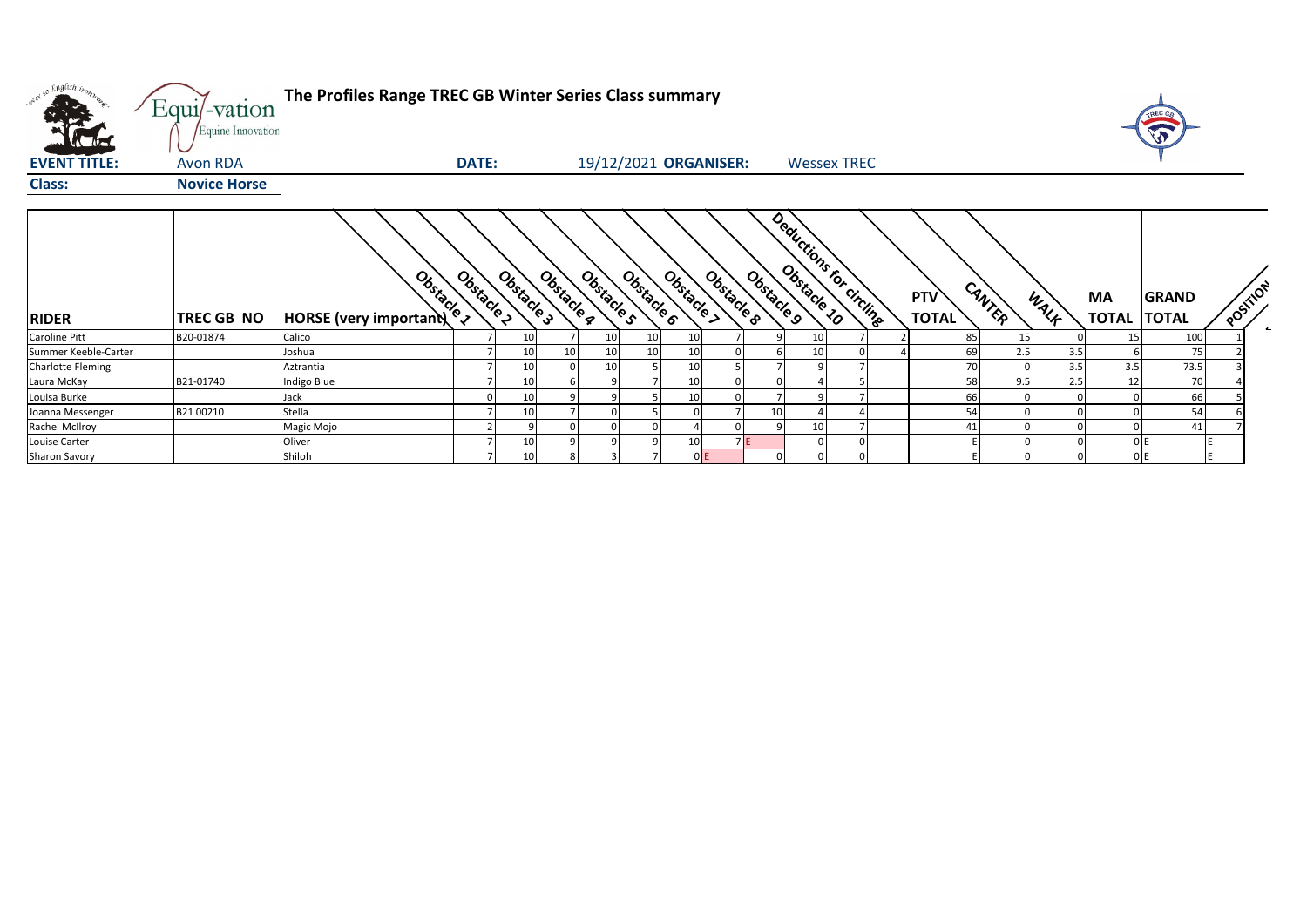# The Profiles Range TREC GB Winter Series Class summary

**EVENT TITLE:** Avon RDA **DATE:** 19/12/2021 **ORGANISER:** Wessex TREC

**Class:** Novice Horse

| RIDER | TREC GB NO | HORSE (very important) | Obstacle 1 | Obstacle 2 | Obstacle 3 | Obstacle 4 | Obstacle 5 | Obstacle 6 | Obstacle 7 | Obstacle 8 | Obstacle 9 | Obstacle 10 | Deductions for circling | PTV TOTAL | CANTER | WALK | MA TOTAL | GRAND TOTAL | POSITION |
|---|---|---|---|---|---|---|---|---|---|---|---|---|---|---|---|---|---|---|---|
| Caroline Pitt | B20-01874 | Calico | 7 | 10 | 7 | 10 | 10 | 10 | 7 | 9 | 10 | 7 | 2 | 85 | 15 | 0 | 15 | 100 | 1 |
| Summer Keeble-Carter | | Joshua | 7 | 10 | 10 | 10 | 10 | 10 | 0 | 6 | 10 | 0 | 4 | 69 | 2.5 | 3.5 | 6 | 75 | 2 |
| Charlotte Fleming | | Aztrantia | 7 | 10 | 0 | 10 | 5 | 10 | 5 | 7 | 9 | 7 | | 70 | 0 | 3.5 | 3.5 | 73.5 | 3 |
| Laura McKay | B21-01740 | Indigo Blue | 7 | 10 | 6 | 9 | 7 | 10 | 0 | 0 | 4 | 5 | | 58 | 9.5 | 2.5 | 12 | 70 | 4 |
| Louisa Burke | | Jack | 0 | 10 | 9 | 9 | 5 | 10 | 0 | 7 | 9 | 7 | | 66 | 0 | 0 | 0 | 66 | 5 |
| Joanna Messenger | B21 00210 | Stella | 7 | 10 | 7 | 0 | 5 | 0 | 7 | 10 | 4 | 4 | | 54 | 0 | 0 | 0 | 54 | 6 |
| Rachel McIlroy | | Magic Mojo | 2 | 9 | 0 | 0 | 0 | 4 | 0 | 9 | 10 | 7 | | 41 | 0 | 0 | 0 | 41 | 7 |
| Louise Carter | | Oliver | 7 | 10 | 9 | 9 | 9 | 10 | 7 E | | 0 | 0 | | E | 0 | 0 | 0 E | | E |
| Sharon Savory | | Shiloh | 7 | 10 | 8 | 3 | 7 | 0 E | | 0 | 0 | 0 | | E | 0 | 0 | 0 E | | E |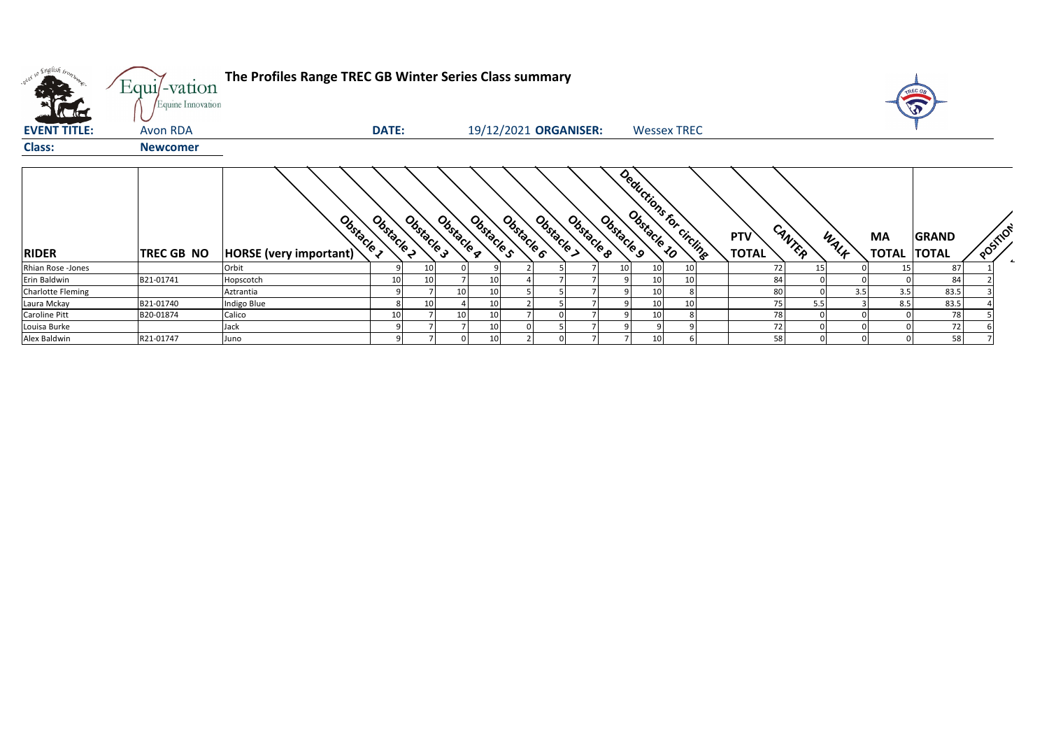# The Profiles Range TREC GB Winter Series Class summary

**EVENT TITLE:** Avon RDA **DATE:** 19/12/2021 **ORGANISER:** Wessex TREC

**Class:** Newcomer

| RIDER | TREC GB NO | HORSE (very important) | Obstacle 1 | Obstacle 2 | Obstacle 3 | Obstacle 4 | Obstacle 5 | Obstacle 6 | Obstacle 7 | Obstacle 8 | Obstacle 9 | Obstacle 10 | Deductions for circling | PTV TOTAL | CANTER | WALK | MA TOTAL | GRAND TOTAL | POSITION |
|---|---|---|---|---|---|---|---|---|---|---|---|---|---|---|---|---|---|---|---|
| Rhian Rose -Jones | | Orbit | 9 | 10 | 0 | 9 | 2 | 5 | 7 | 10 | 10 | 10 | | 72 | 15 | 0 | 15 | 87 | 1 |
| Erin Baldwin | B21-01741 | Hopscotch | 10 | 10 | 7 | 10 | 4 | 7 | 7 | 9 | 10 | 10 | | 84 | 0 | 0 | 0 | 84 | 2 |
| Charlotte Fleming | | Aztrantia | 9 | 7 | 10 | 10 | 5 | 5 | 7 | 9 | 10 | 8 | | 80 | 0 | 3.5 | 3.5 | 83.5 | 3 |
| Laura Mckay | B21-01740 | Indigo Blue | 8 | 10 | 4 | 10 | 2 | 5 | 7 | 9 | 10 | 10 | | 75 | 5.5 | 3 | 8.5 | 83.5 | 4 |
| Caroline Pitt | B20-01874 | Calico | 10 | 7 | 10 | 10 | 7 | 0 | 7 | 9 | 10 | 8 | | 78 | 0 | 0 | 0 | 78 | 5 |
| Louisa Burke | | Jack | 9 | 7 | 7 | 10 | 0 | 5 | 7 | 9 | 9 | 9 | | 72 | 0 | 0 | 0 | 72 | 6 |
| Alex Baldwin | R21-01747 | Juno | 9 | 7 | 0 | 10 | 2 | 0 | 7 | 7 | 10 | 6 | | 58 | 0 | 0 | 0 | 58 | 7 |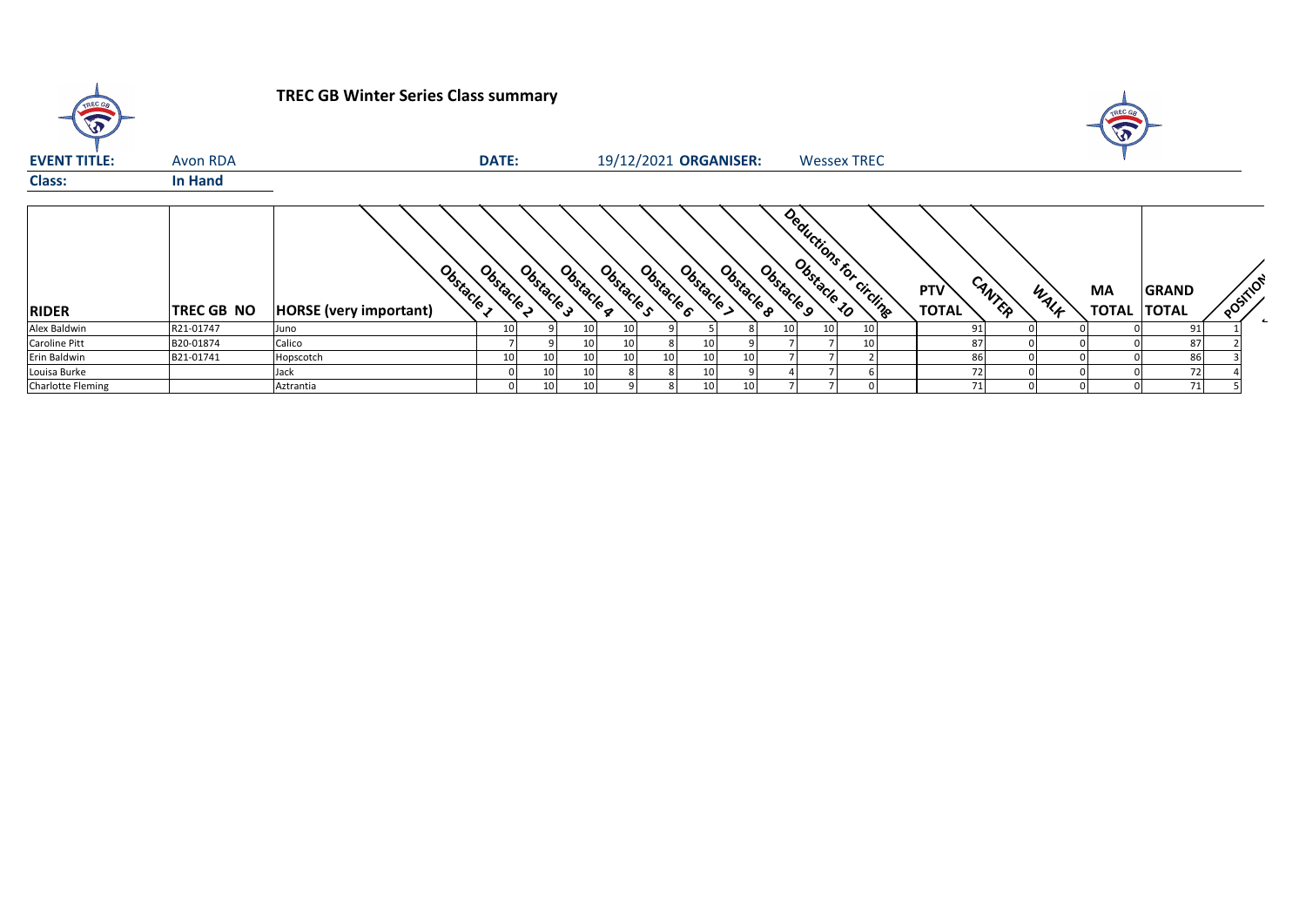# TREC GB Winter Series Class summary

**EVENT TITLE:** Avon RDA **DATE:** 19/12/2021 **ORGANISER:** Wessex TREC

**Class:** **In Hand**

| RIDER | TREC GB NO | HORSE (very important) | Obstacle 1 | Obstacle 2 | Obstacle 3 | Obstacle 4 | Obstacle 5 | Obstacle 6 | Obstacle 7 | Obstacle 8 | Obstacle 9 | Obstacle 10 | Deductions for circling | PTV TOTAL | CANTER | WALK | MA TOTAL | GRAND TOTAL | POSITION |
|---|---|---|---|---|---|---|---|---|---|---|---|---|---|---|---|---|---|---|---|
| Alex Baldwin | R21-01747 | Juno | 10 | 9 | 10 | 10 | 9 | 5 | 8 | 10 | 10 | 10 | | 91 | 0 | 0 | 0 | 91 | 1 |
| Caroline Pitt | B20-01874 | Calico | 7 | 9 | 10 | 10 | 8 | 10 | 9 | 7 | 7 | 10 | | 87 | 0 | 0 | 0 | 87 | 2 |
| Erin Baldwin | B21-01741 | Hopscotch | 10 | 10 | 10 | 10 | 10 | 10 | 10 | 7 | 7 | 2 | | 86 | 0 | 0 | 0 | 86 | 3 |
| Louisa Burke | | Jack | 0 | 10 | 10 | 8 | 8 | 10 | 9 | 4 | 7 | 6 | | 72 | 0 | 0 | 0 | 72 | 4 |
| Charlotte Fleming | | Aztrantia | 0 | 10 | 10 | 9 | 8 | 10 | 10 | 7 | 7 | 0 | | 71 | 0 | 0 | 0 | 71 | 5 |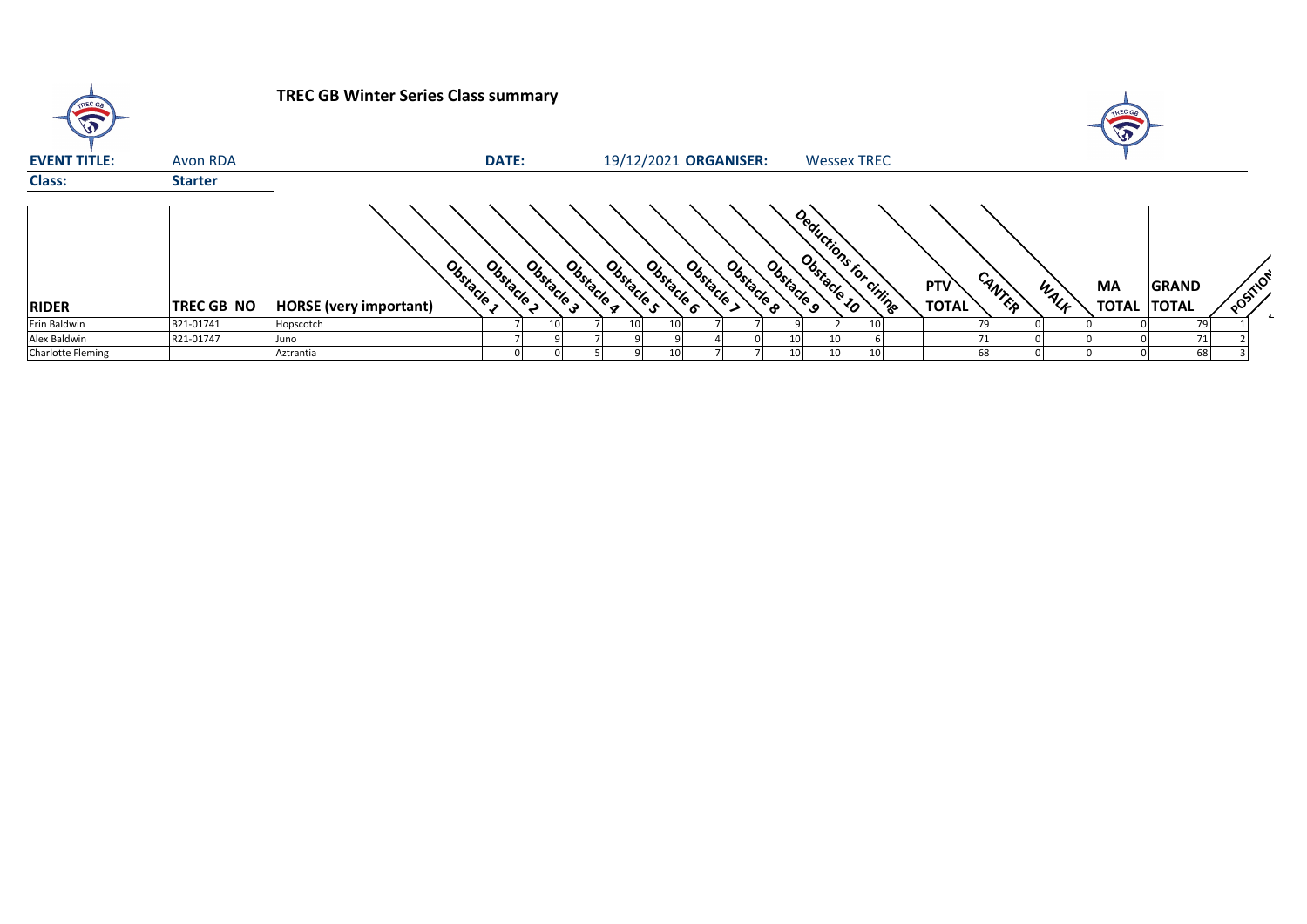# TREC GB Winter Series Class summary

**EVENT TITLE:** Avon RDA **DATE:** 19/12/2021 **ORGANISER:** Wessex TREC

**Class:** Starter

| RIDER | TREC GB NO | HORSE (very important) | Obstacle 1 | Obstacle 2 | Obstacle 3 | Obstacle 4 | Obstacle 5 | Obstacle 6 | Obstacle 7 | Obstacle 8 | Obstacle 9 | Obstacle 10 | Deductions for circling | PTV TOTAL | CANTER | WALK | MA TOTAL | GRAND TOTAL | POSITION |
|---|---|---|---|---|---|---|---|---|---|---|---|---|---|---|---|---|---|---|---|
| Erin Baldwin | B21-01741 | Hopscotch | 7 | 10 | 7 | 10 | 10 | 7 | 7 | 9 | 2 | 10 | | 79 | 0 | 0 | 0 | 79 | 1 |
| Alex Baldwin | R21-01747 | Juno | 7 | 9 | 7 | 9 | 9 | 4 | 0 | 10 | 10 | 6 | | 71 | 0 | 0 | 0 | 71 | 2 |
| Charlotte Fleming | | Aztrantia | 0 | 0 | 5 | 9 | 10 | 7 | 7 | 10 | 10 | 10 | | 68 | 0 | 0 | 0 | 68 | 3 |